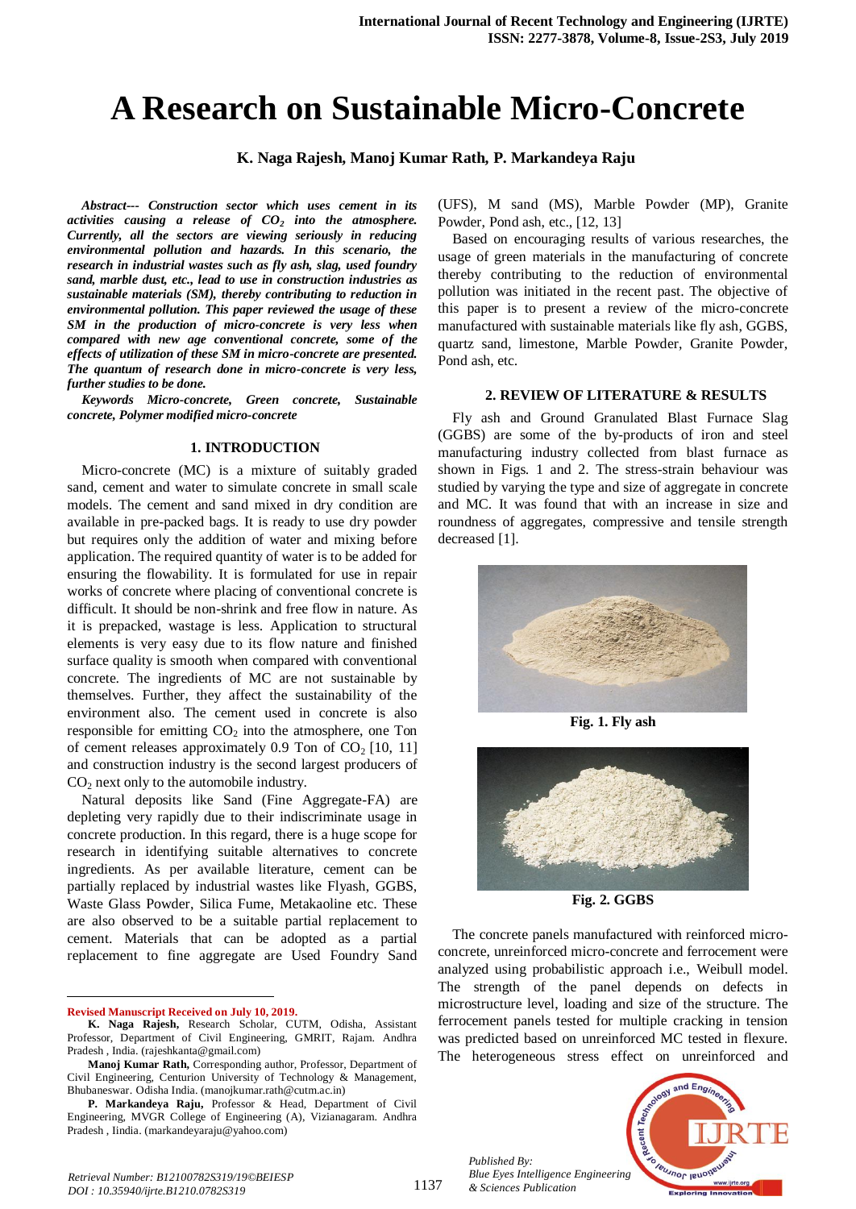# A Research on Sustainable Micro-Concrete

**K. Naga Rajesh, Manoj Kumar Rath, P. Markandeya Raju**

***Abstract--- Construction sector which uses cement in its activities causing a release of $CO_2$ into the atmosphere. Currently, all the sectors are viewing seriously in reducing environmental pollution and hazards. In this scenario, the research in industrial wastes such as fly ash, slag, used foundry sand, marble dust, etc., lead to use in construction industries as sustainable materials (SM), thereby contributing to reduction in environmental pollution. This paper reviewed the usage of these SM in the production of micro-concrete is very less when compared with new age conventional concrete, some of the effects of utilization of these SM in micro-concrete are presented. The quantum of research done in micro-concrete is very less, further studies to be done.***

***Keywords Micro-concrete, Green concrete, Sustainable concrete, Polymer modified micro-concrete***

## 1. INTRODUCTION

Micro-concrete (MC) is a mixture of suitably graded sand, cement and water to simulate concrete in small scale models. The cement and sand mixed in dry condition are available in pre-packed bags. It is ready to use dry powder but requires only the addition of water and mixing before application. The required quantity of water is to be added for ensuring the flowability. It is formulated for use in repair works of concrete where placing of conventional concrete is difficult. It should be non-shrink and free flow in nature. As it is prepacked, wastage is less. Application to structural elements is very easy due to its flow nature and finished surface quality is smooth when compared with conventional concrete. The ingredients of MC are not sustainable by themselves. Further, they affect the sustainability of the environment also. The cement used in concrete is also responsible for emitting $CO_2$ into the atmosphere, one Ton of cement releases approximately 0.9 Ton of $CO_2$ [10, 11] and construction industry is the second largest producers of $CO_2$ next only to the automobile industry.

Natural deposits like Sand (Fine Aggregate-FA) are depleting very rapidly due to their indiscriminate usage in concrete production. In this regard, there is a huge scope for research in identifying suitable alternatives to concrete ingredients. As per available literature, cement can be partially replaced by industrial wastes like Flyash, GGBS, Waste Glass Powder, Silica Fume, Metakaoline etc. These are also observed to be a suitable partial replacement to cement. Materials that can be adopted as a partial replacement to fine aggregate are Used Foundry Sand (UFS), M sand (MS), Marble Powder (MP), Granite Powder, Pond ash, etc., [12, 13]

Based on encouraging results of various researches, the usage of green materials in the manufacturing of concrete thereby contributing to the reduction of environmental pollution was initiated in the recent past. The objective of this paper is to present a review of the micro-concrete manufactured with sustainable materials like fly ash, GGBS, quartz sand, limestone, Marble Powder, Granite Powder, Pond ash, etc.

## 2. REVIEW OF LITERATURE & RESULTS

Fly ash and Ground Granulated Blast Furnace Slag (GGBS) are some of the by-products of iron and steel manufacturing industry collected from blast furnace as shown in Figs. 1 and 2. The stress-strain behaviour was studied by varying the type and size of aggregate in concrete and MC. It was found that with an increase in size and roundness of aggregates, compressive and tensile strength decreased [1].

**Fig. 1. Fly ash**

**Fig. 2. GGBS**

The concrete panels manufactured with reinforced micro-concrete, unreinforced micro-concrete and ferrocement were analyzed using probabilistic approach i.e., Weibull model. The strength of the panel depends on defects in microstructure level, loading and size of the structure. The ferrocement panels tested for multiple cracking in tension was predicted based on unreinforced MC tested in flexure. The heterogeneous stress effect on unreinforced and

---

**Revised Manuscript Received on July 10, 2019.**

**K. Naga Rajesh,** Research Scholar, CUTM, Odisha, Assistant Professor, Department of Civil Engineering, GMRIT, Rajam. Andhra Pradesh , India. (rajeshkanta@gmail.com)

**Manoj Kumar Rath,** Corresponding author, Professor, Department of Civil Engineering, Centurion University of Technology & Management, Bhubaneswar. Odisha India. (manojkumar.rath@cutm.ac.in)

**P. Markandeya Raju,** Professor & Head, Department of Civil Engineering, MVGR College of Engineering (A), Vizianagaram. Andhra Pradesh , Iindia. (markandeyaraju@yahoo.com)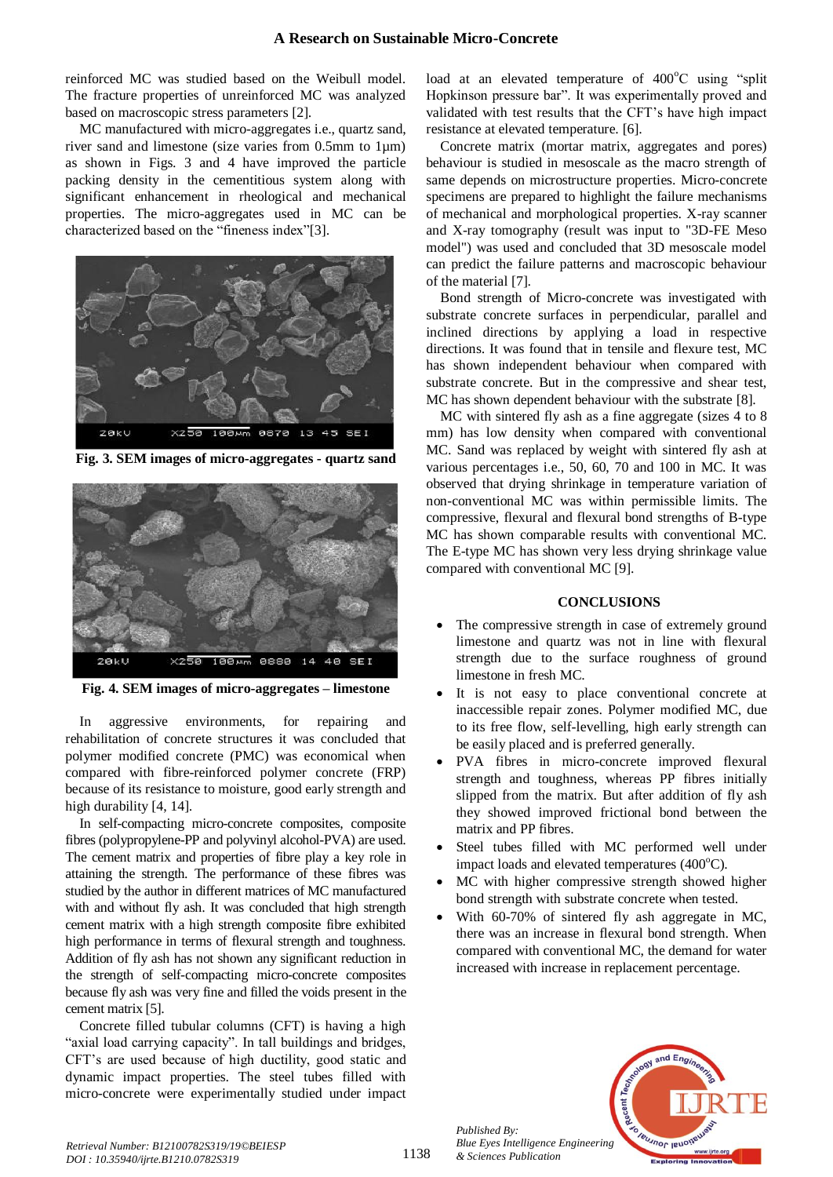reinforced MC was studied based on the Weibull model. The fracture properties of unreinforced MC was analyzed based on macroscopic stress parameters [2].

MC manufactured with micro-aggregates i.e., quartz sand, river sand and limestone (size varies from 0.5mm to 1µm) as shown in Figs. 3 and 4 have improved the particle packing density in the cementitious system along with significant enhancement in rheological and mechanical properties. The micro-aggregates used in MC can be characterized based on the "fineness index"[3].

**Fig. 3. SEM images of micro-aggregates - quartz sand**

**Fig. 4. SEM images of micro-aggregates – limestone**

In aggressive environments, for repairing and rehabilitation of concrete structures it was concluded that polymer modified concrete (PMC) was economical when compared with fibre-reinforced polymer concrete (FRP) because of its resistance to moisture, good early strength and high durability [4, 14].

In self-compacting micro-concrete composites, composite fibres (polypropylene-PP and polyvinyl alcohol-PVA) are used. The cement matrix and properties of fibre play a key role in attaining the strength. The performance of these fibres was studied by the author in different matrices of MC manufactured with and without fly ash. It was concluded that high strength cement matrix with a high strength composite fibre exhibited high performance in terms of flexural strength and toughness. Addition of fly ash has not shown any significant reduction in the strength of self-compacting micro-concrete composites because fly ash was very fine and filled the voids present in the cement matrix [5].

Concrete filled tubular columns (CFT) is having a high "axial load carrying capacity". In tall buildings and bridges, CFT's are used because of high ductility, good static and dynamic impact properties. The steel tubes filled with micro-concrete were experimentally studied under impact load at an elevated temperature of 400$^{o}$C using "split Hopkinson pressure bar". It was experimentally proved and validated with test results that the CFT's have high impact resistance at elevated temperature. [6].

Concrete matrix (mortar matrix, aggregates and pores) behaviour is studied in mesoscale as the macro strength of same depends on microstructure properties. Micro-concrete specimens are prepared to highlight the failure mechanisms of mechanical and morphological properties. X-ray scanner and X-ray tomography (result was input to "3D-FE Meso model") was used and concluded that 3D mesoscale model can predict the failure patterns and macroscopic behaviour of the material [7].

Bond strength of Micro-concrete was investigated with substrate concrete surfaces in perpendicular, parallel and inclined directions by applying a load in respective directions. It was found that in tensile and flexure test, MC has shown independent behaviour when compared with substrate concrete. But in the compressive and shear test, MC has shown dependent behaviour with the substrate [8].

MC with sintered fly ash as a fine aggregate (sizes 4 to 8 mm) has low density when compared with conventional MC. Sand was replaced by weight with sintered fly ash at various percentages i.e., 50, 60, 70 and 100 in MC. It was observed that drying shrinkage in temperature variation of non-conventional MC was within permissible limits. The compressive, flexural and flexural bond strengths of B-type MC has shown comparable results with conventional MC. The E-type MC has shown very less drying shrinkage value compared with conventional MC [9].

## CONCLUSIONS

- The compressive strength in case of extremely ground limestone and quartz was not in line with flexural strength due to the surface roughness of ground limestone in fresh MC.
- It is not easy to place conventional concrete at inaccessible repair zones. Polymer modified MC, due to its free flow, self-levelling, high early strength can be easily placed and is preferred generally.
- PVA fibres in micro-concrete improved flexural strength and toughness, whereas PP fibres initially slipped from the matrix. But after addition of fly ash they showed improved frictional bond between the matrix and PP fibres.
- Steel tubes filled with MC performed well under impact loads and elevated temperatures (400$^{o}$C).
- MC with higher compressive strength showed higher bond strength with substrate concrete when tested.
- With 60-70% of sintered fly ash aggregate in MC, there was an increase in flexural bond strength. When compared with conventional MC, the demand for water increased with increase in replacement percentage.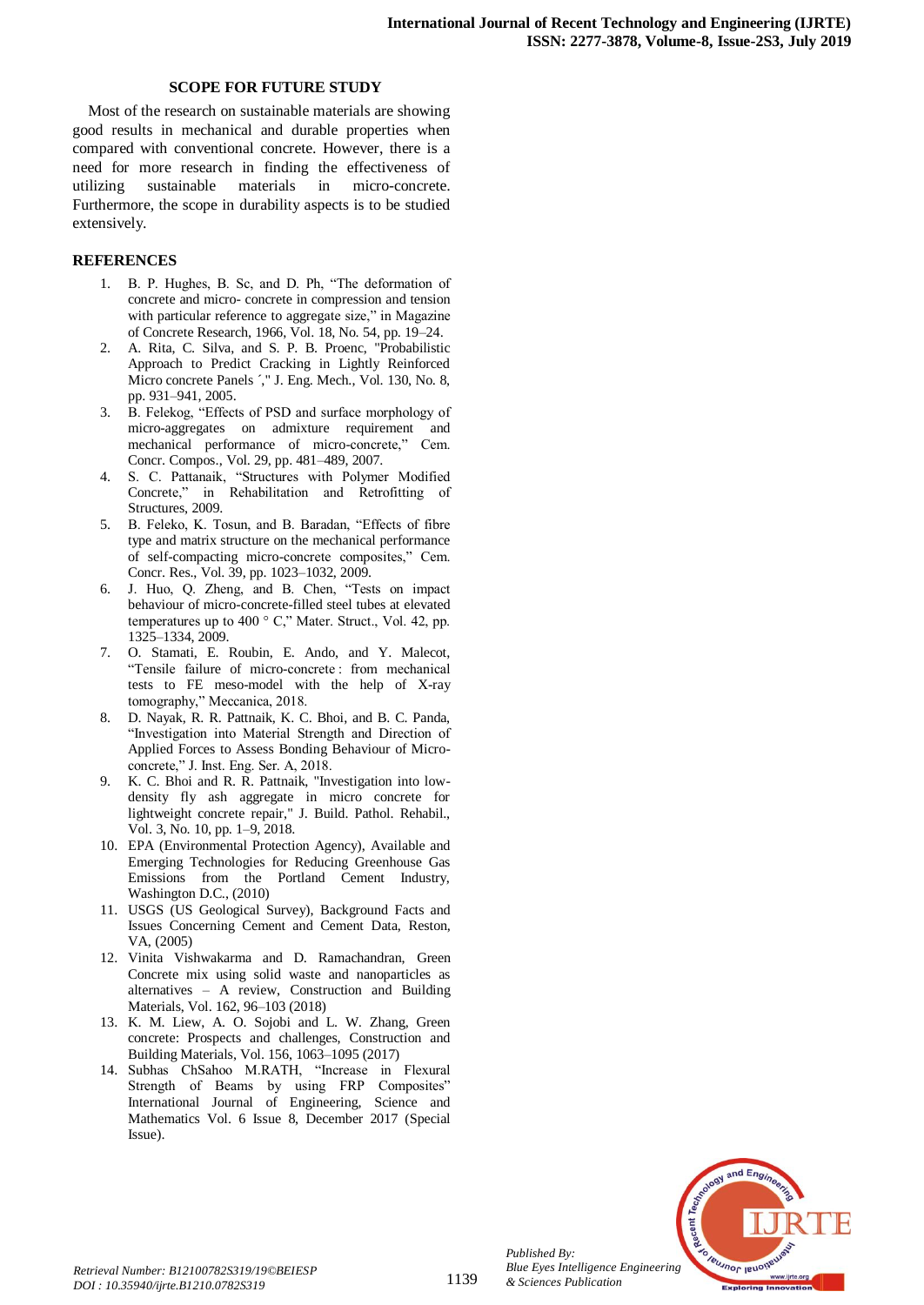## SCOPE FOR FUTURE STUDY

Most of the research on sustainable materials are showing good results in mechanical and durable properties when compared with conventional concrete. However, there is a need for more research in finding the effectiveness of utilizing sustainable materials in micro-concrete. Furthermore, the scope in durability aspects is to be studied extensively.

## REFERENCES

1. B. P. Hughes, B. Sc, and D. Ph, "The deformation of concrete and micro- concrete in compression and tension with particular reference to aggregate size," in Magazine of Concrete Research, 1966, Vol. 18, No. 54, pp. 19–24.
2. A. Rita, C. Silva, and S. P. B. Proenc, "Probabilistic Approach to Predict Cracking in Lightly Reinforced Micro concrete Panels ´," J. Eng. Mech., Vol. 130, No. 8, pp. 931–941, 2005.
3. B. Felekog, "Effects of PSD and surface morphology of micro-aggregates on admixture requirement and mechanical performance of micro-concrete," Cem. Concr. Compos., Vol. 29, pp. 481–489, 2007.
4. S. C. Pattanaik, "Structures with Polymer Modified Concrete," in Rehabilitation and Retrofitting of Structures, 2009.
5. B. Feleko, K. Tosun, and B. Baradan, "Effects of fibre type and matrix structure on the mechanical performance of self-compacting micro-concrete composites," Cem. Concr. Res., Vol. 39, pp. 1023–1032, 2009.
6. J. Huo, Q. Zheng, and B. Chen, "Tests on impact behaviour of micro-concrete-filled steel tubes at elevated temperatures up to 400 ° C," Mater. Struct., Vol. 42, pp. 1325–1334, 2009.
7. O. Stamati, E. Roubin, E. Ando, and Y. Malecot, "Tensile failure of micro-concrete : from mechanical tests to FE meso-model with the help of X-ray tomography," Meccanica, 2018.
8. D. Nayak, R. R. Pattnaik, K. C. Bhoi, and B. C. Panda, "Investigation into Material Strength and Direction of Applied Forces to Assess Bonding Behaviour of Micro-concrete," J. Inst. Eng. Ser. A, 2018.
9. K. C. Bhoi and R. R. Pattnaik, "Investigation into low-density fly ash aggregate in micro concrete for lightweight concrete repair," J. Build. Pathol. Rehabil., Vol. 3, No. 10, pp. 1–9, 2018.
10. EPA (Environmental Protection Agency), Available and Emerging Technologies for Reducing Greenhouse Gas Emissions from the Portland Cement Industry, Washington D.C., (2010)
11. USGS (US Geological Survey), Background Facts and Issues Concerning Cement and Cement Data, Reston, VA, (2005)
12. Vinita Vishwakarma and D. Ramachandran, Green Concrete mix using solid waste and nanoparticles as alternatives – A review, Construction and Building Materials, Vol. 162, 96–103 (2018)
13. K. M. Liew, A. O. Sojobi and L. W. Zhang, Green concrete: Prospects and challenges, Construction and Building Materials, Vol. 156, 1063–1095 (2017)
14. Subhas ChSahoo M.RATH, "Increase in Flexural Strength of Beams by using FRP Composites" International Journal of Engineering, Science and Mathematics Vol. 6 Issue 8, December 2017 (Special Issue).